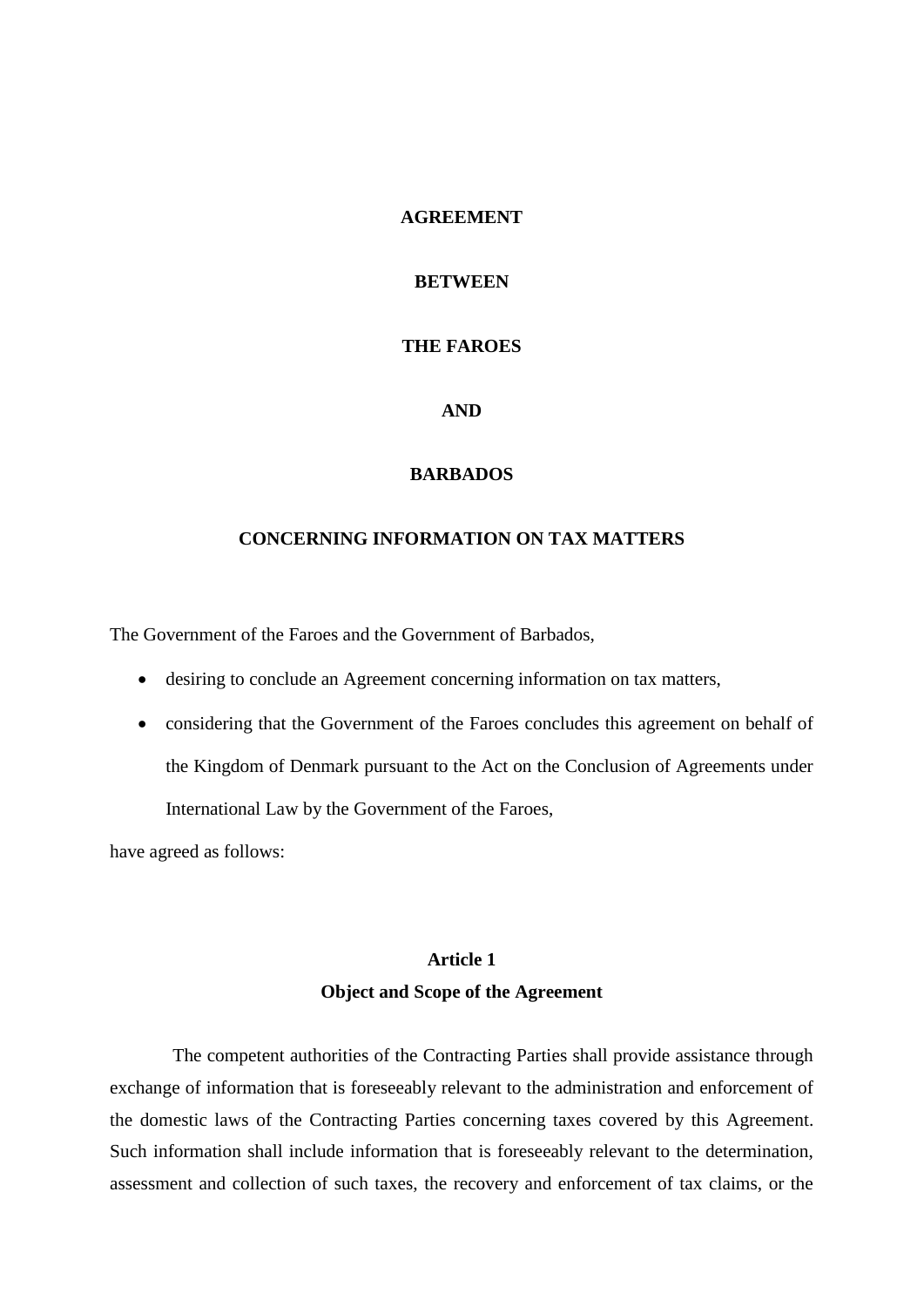**AGREEMENT**

**BETWEEN**

**THE FAROES**

**AND**

**BARBADOS**

**CONCERNING INFORMATION ON TAX MATTERS**

The Government of the Faroes and the Government of Barbados,

- desiring to conclude an Agreement concerning information on tax matters,
- considering that the Government of the Faroes concludes this agreement on behalf of the Kingdom of Denmark pursuant to the Act on the Conclusion of Agreements under International Law by the Government of the Faroes,

have agreed as follows:

## Article 1
## Object and Scope of the Agreement

The competent authorities of the Contracting Parties shall provide assistance through exchange of information that is foreseeably relevant to the administration and enforcement of the domestic laws of the Contracting Parties concerning taxes covered by this Agreement. Such information shall include information that is foreseeably relevant to the determination, assessment and collection of such taxes, the recovery and enforcement of tax claims, or the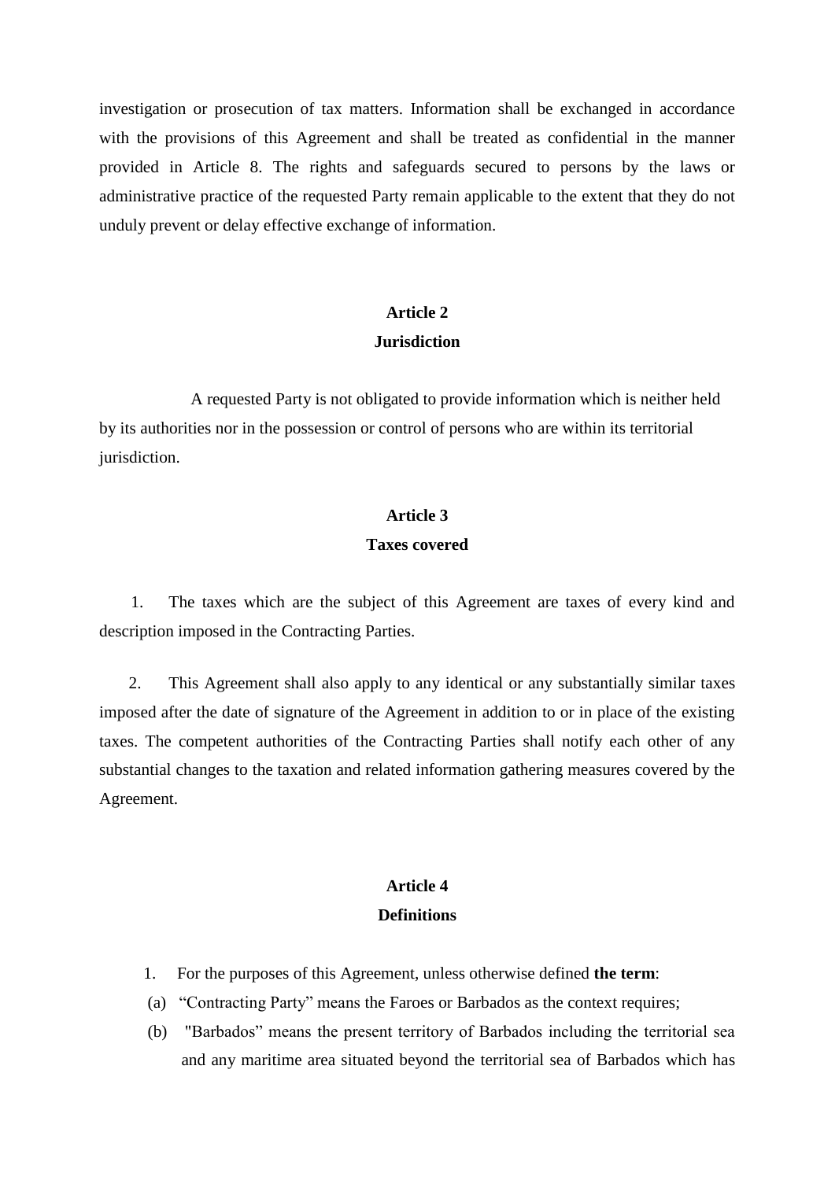investigation or prosecution of tax matters. Information shall be exchanged in accordance with the provisions of this Agreement and shall be treated as confidential in the manner provided in Article 8. The rights and safeguards secured to persons by the laws or administrative practice of the requested Party remain applicable to the extent that they do not unduly prevent or delay effective exchange of information.

**Article 2**
**Jurisdiction**

A requested Party is not obligated to provide information which is neither held by its authorities nor in the possession or control of persons who are within its territorial jurisdiction.

**Article 3**
**Taxes covered**

1. The taxes which are the subject of this Agreement are taxes of every kind and description imposed in the Contracting Parties.

2. This Agreement shall also apply to any identical or any substantially similar taxes imposed after the date of signature of the Agreement in addition to or in place of the existing taxes. The competent authorities of the Contracting Parties shall notify each other of any substantial changes to the taxation and related information gathering measures covered by the Agreement.

**Article 4**
**Definitions**

1. For the purposes of this Agreement, unless otherwise defined **the term**:

(a) "Contracting Party" means the Faroes or Barbados as the context requires;

(b) "Barbados" means the present territory of Barbados including the territorial sea and any maritime area situated beyond the territorial sea of Barbados which has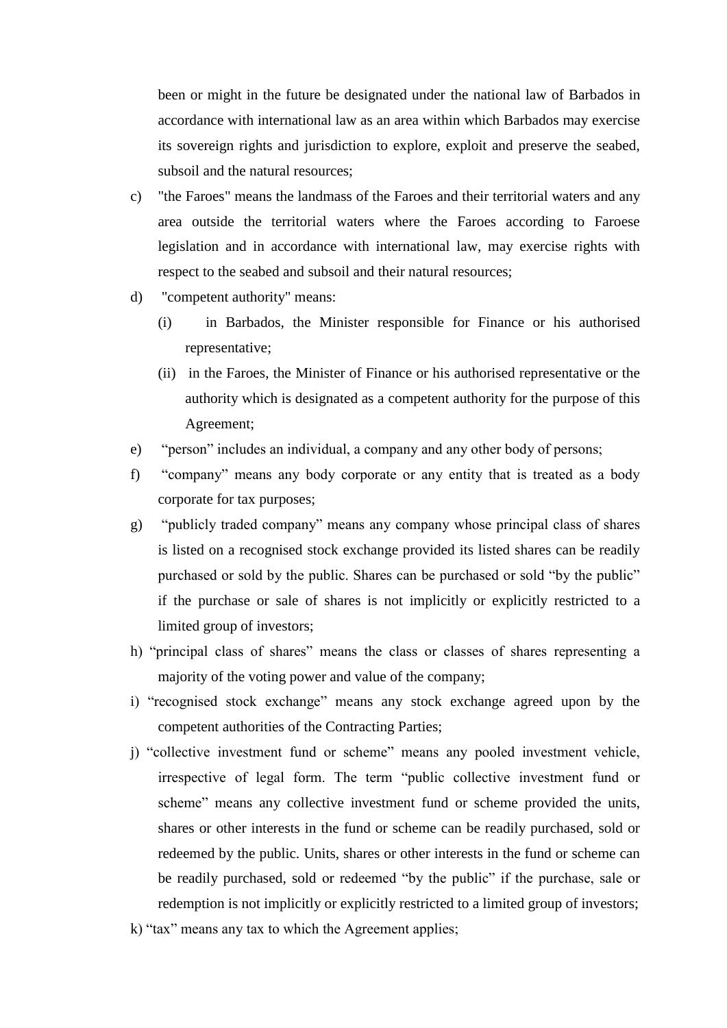been or might in the future be designated under the national law of Barbados in accordance with international law as an area within which Barbados may exercise its sovereign rights and jurisdiction to explore, exploit and preserve the seabed, subsoil and the natural resources;

c) "the Faroes" means the landmass of the Faroes and their territorial waters and any area outside the territorial waters where the Faroes according to Faroese legislation and in accordance with international law, may exercise rights with respect to the seabed and subsoil and their natural resources;

d) "competent authority" means:

   (i) in Barbados, the Minister responsible for Finance or his authorised representative;

   (ii) in the Faroes, the Minister of Finance or his authorised representative or the authority which is designated as a competent authority for the purpose of this Agreement;

e) "person" includes an individual, a company and any other body of persons;

f) "company" means any body corporate or any entity that is treated as a body corporate for tax purposes;

g) "publicly traded company" means any company whose principal class of shares is listed on a recognised stock exchange provided its listed shares can be readily purchased or sold by the public. Shares can be purchased or sold "by the public" if the purchase or sale of shares is not implicitly or explicitly restricted to a limited group of investors;

h) "principal class of shares" means the class or classes of shares representing a majority of the voting power and value of the company;

i) "recognised stock exchange" means any stock exchange agreed upon by the competent authorities of the Contracting Parties;

j) "collective investment fund or scheme" means any pooled investment vehicle, irrespective of legal form. The term "public collective investment fund or scheme" means any collective investment fund or scheme provided the units, shares or other interests in the fund or scheme can be readily purchased, sold or redeemed by the public. Units, shares or other interests in the fund or scheme can be readily purchased, sold or redeemed "by the public" if the purchase, sale or redemption is not implicitly or explicitly restricted to a limited group of investors;

k) "tax" means any tax to which the Agreement applies;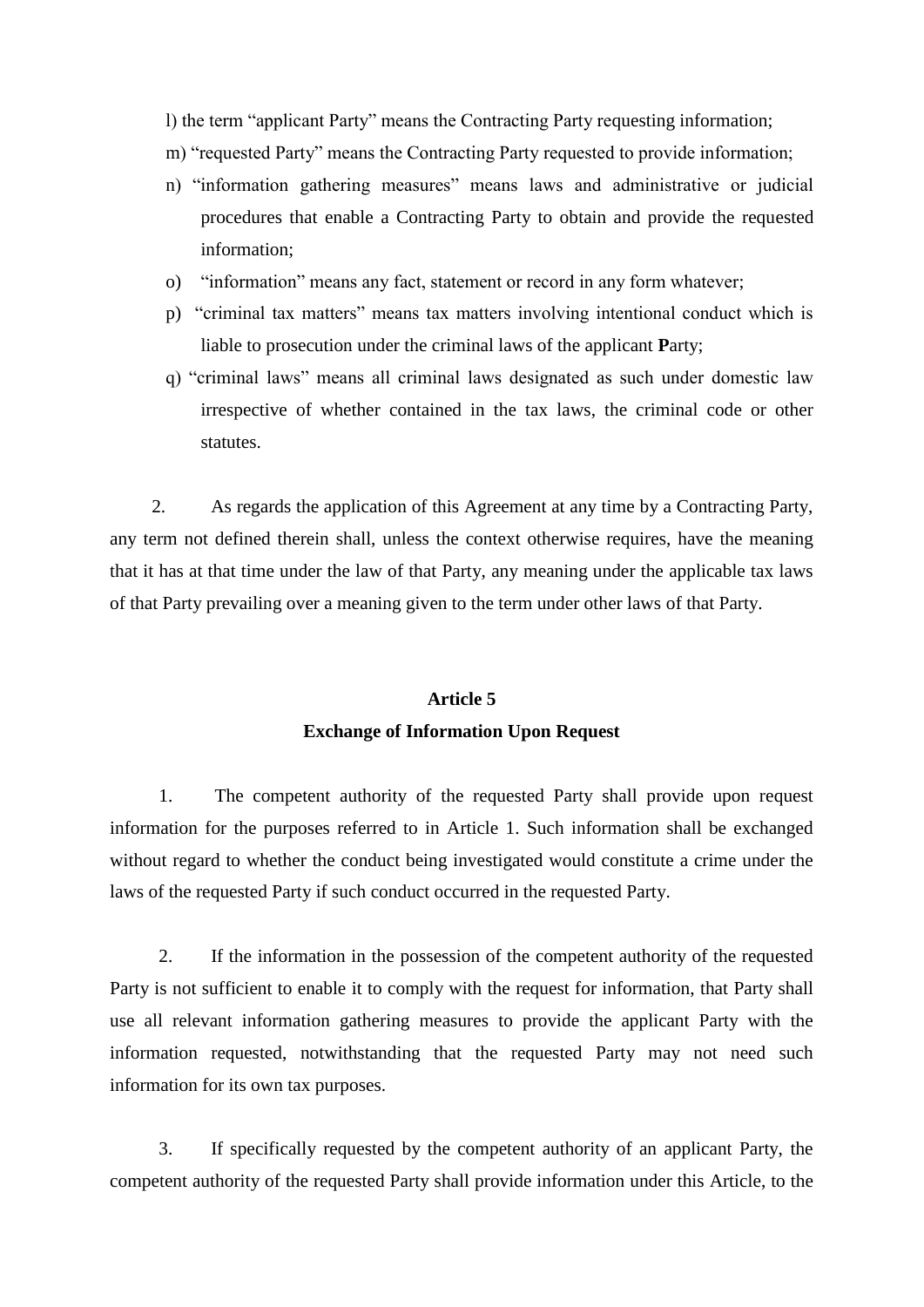l) the term "applicant Party" means the Contracting Party requesting information;

m) "requested Party" means the Contracting Party requested to provide information;

n) "information gathering measures" means laws and administrative or judicial procedures that enable a Contracting Party to obtain and provide the requested information;

o) "information" means any fact, statement or record in any form whatever;

p) "criminal tax matters" means tax matters involving intentional conduct which is liable to prosecution under the criminal laws of the applicant **P**arty;

q) "criminal laws" means all criminal laws designated as such under domestic law irrespective of whether contained in the tax laws, the criminal code or other statutes.

2. As regards the application of this Agreement at any time by a Contracting Party, any term not defined therein shall, unless the context otherwise requires, have the meaning that it has at that time under the law of that Party, any meaning under the applicable tax laws of that Party prevailing over a meaning given to the term under other laws of that Party.

## Article 5
## Exchange of Information Upon Request

1. The competent authority of the requested Party shall provide upon request information for the purposes referred to in Article 1. Such information shall be exchanged without regard to whether the conduct being investigated would constitute a crime under the laws of the requested Party if such conduct occurred in the requested Party.

2. If the information in the possession of the competent authority of the requested Party is not sufficient to enable it to comply with the request for information, that Party shall use all relevant information gathering measures to provide the applicant Party with the information requested, notwithstanding that the requested Party may not need such information for its own tax purposes.

3. If specifically requested by the competent authority of an applicant Party, the competent authority of the requested Party shall provide information under this Article, to the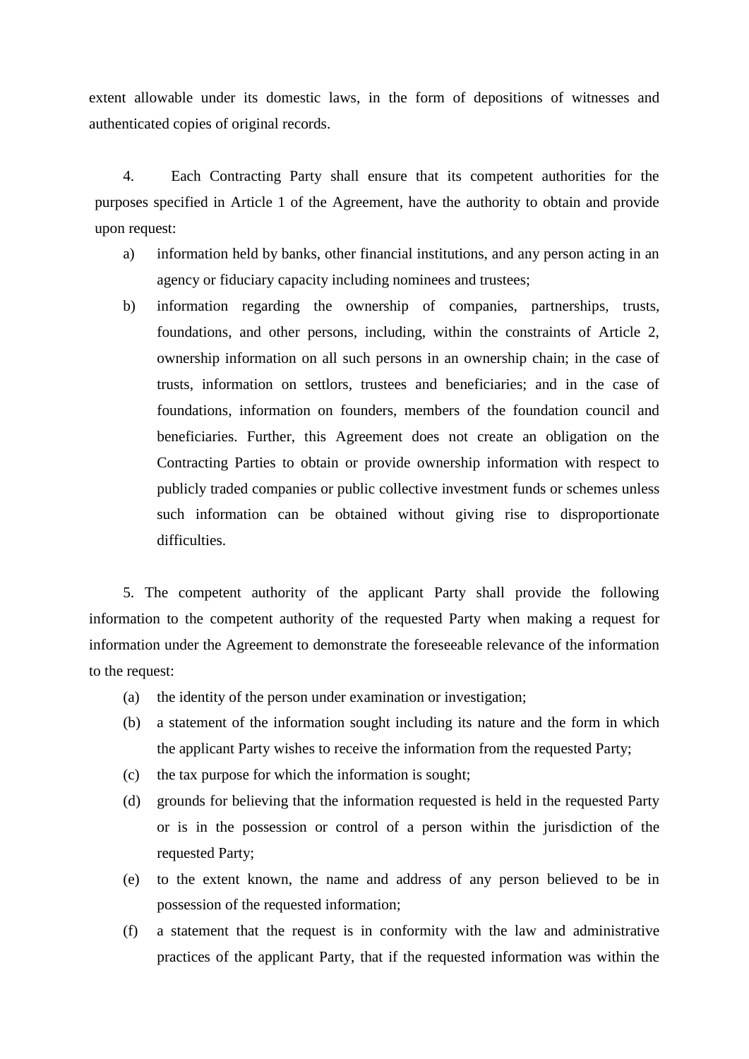extent allowable under its domestic laws, in the form of depositions of witnesses and authenticated copies of original records.

4. Each Contracting Party shall ensure that its competent authorities for the purposes specified in Article 1 of the Agreement, have the authority to obtain and provide upon request:

a) information held by banks, other financial institutions, and any person acting in an agency or fiduciary capacity including nominees and trustees;

b) information regarding the ownership of companies, partnerships, trusts, foundations, and other persons, including, within the constraints of Article 2, ownership information on all such persons in an ownership chain; in the case of trusts, information on settlors, trustees and beneficiaries; and in the case of foundations, information on founders, members of the foundation council and beneficiaries. Further, this Agreement does not create an obligation on the Contracting Parties to obtain or provide ownership information with respect to publicly traded companies or public collective investment funds or schemes unless such information can be obtained without giving rise to disproportionate difficulties.

5. The competent authority of the applicant Party shall provide the following information to the competent authority of the requested Party when making a request for information under the Agreement to demonstrate the foreseeable relevance of the information to the request:

(a) the identity of the person under examination or investigation;

(b) a statement of the information sought including its nature and the form in which the applicant Party wishes to receive the information from the requested Party;

(c) the tax purpose for which the information is sought;

(d) grounds for believing that the information requested is held in the requested Party or is in the possession or control of a person within the jurisdiction of the requested Party;

(e) to the extent known, the name and address of any person believed to be in possession of the requested information;

(f) a statement that the request is in conformity with the law and administrative practices of the applicant Party, that if the requested information was within the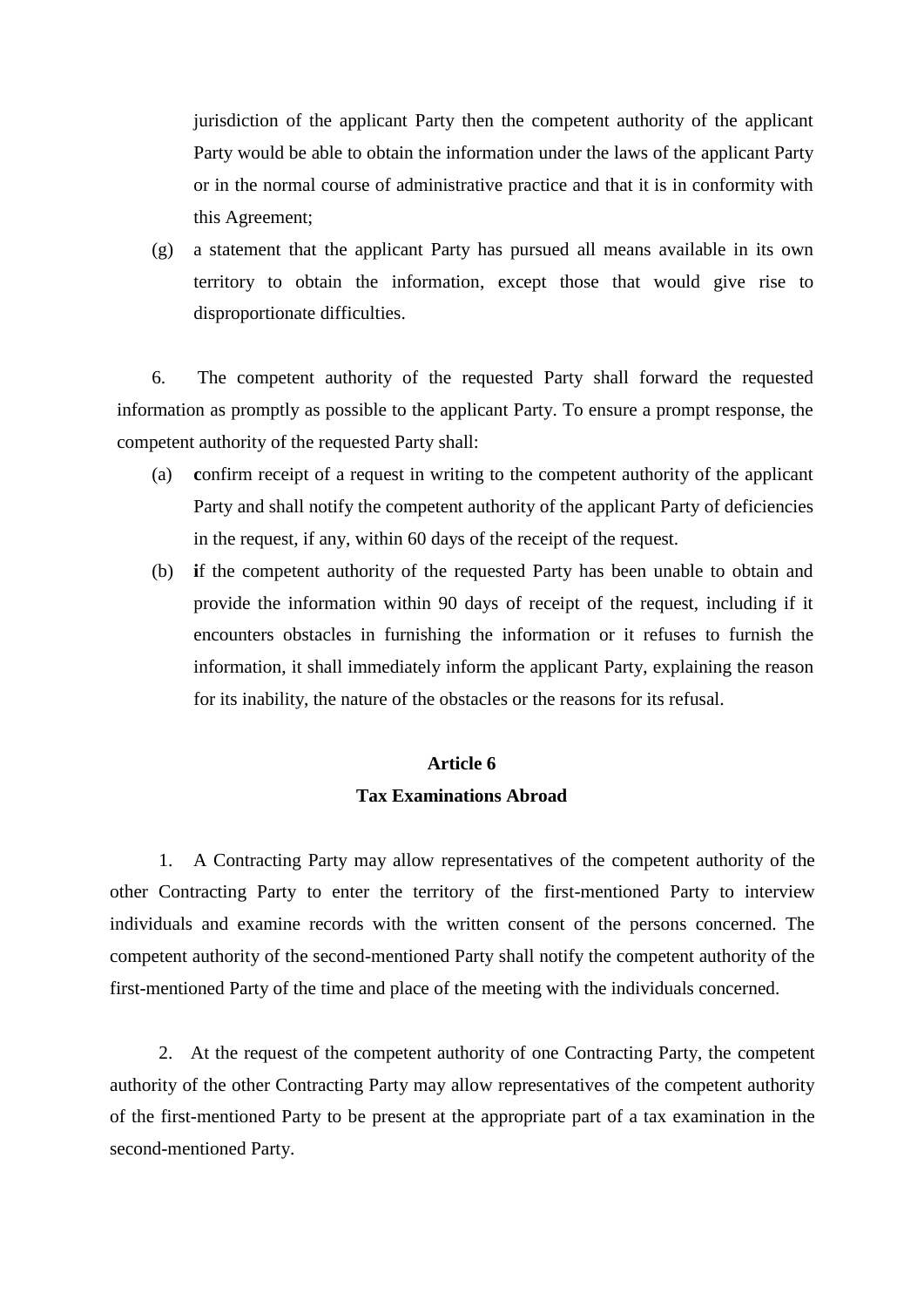jurisdiction of the applicant Party then the competent authority of the applicant Party would be able to obtain the information under the laws of the applicant Party or in the normal course of administrative practice and that it is in conformity with this Agreement;

(g) a statement that the applicant Party has pursued all means available in its own territory to obtain the information, except those that would give rise to disproportionate difficulties.

6. The competent authority of the requested Party shall forward the requested information as promptly as possible to the applicant Party. To ensure a prompt response, the competent authority of the requested Party shall:

(a) **c**onfirm receipt of a request in writing to the competent authority of the applicant Party and shall notify the competent authority of the applicant Party of deficiencies in the request, if any, within 60 days of the receipt of the request.

(b) **i**f the competent authority of the requested Party has been unable to obtain and provide the information within 90 days of receipt of the request, including if it encounters obstacles in furnishing the information or it refuses to furnish the information, it shall immediately inform the applicant Party, explaining the reason for its inability, the nature of the obstacles or the reasons for its refusal.

## Article 6
## Tax Examinations Abroad

1. A Contracting Party may allow representatives of the competent authority of the other Contracting Party to enter the territory of the first-mentioned Party to interview individuals and examine records with the written consent of the persons concerned. The competent authority of the second-mentioned Party shall notify the competent authority of the first-mentioned Party of the time and place of the meeting with the individuals concerned.

2. At the request of the competent authority of one Contracting Party, the competent authority of the other Contracting Party may allow representatives of the competent authority of the first-mentioned Party to be present at the appropriate part of a tax examination in the second-mentioned Party.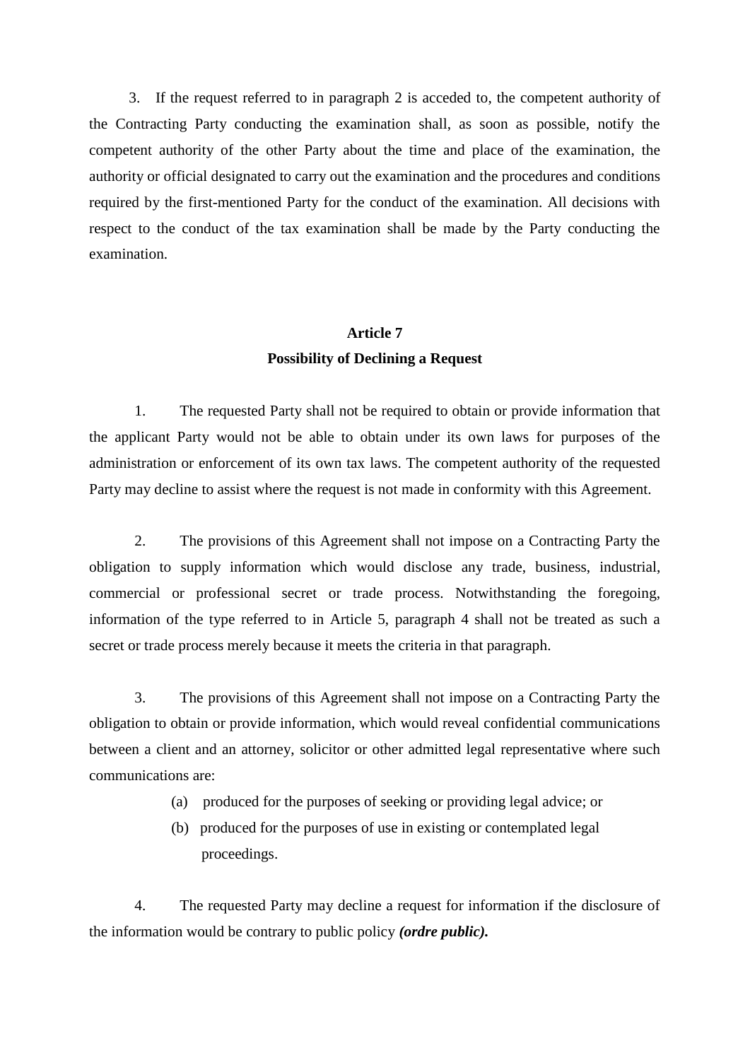3. If the request referred to in paragraph 2 is acceded to, the competent authority of the Contracting Party conducting the examination shall, as soon as possible, notify the competent authority of the other Party about the time and place of the examination, the authority or official designated to carry out the examination and the procedures and conditions required by the first-mentioned Party for the conduct of the examination. All decisions with respect to the conduct of the tax examination shall be made by the Party conducting the examination.

## Article 7
## Possibility of Declining a Request

1. The requested Party shall not be required to obtain or provide information that the applicant Party would not be able to obtain under its own laws for purposes of the administration or enforcement of its own tax laws. The competent authority of the requested Party may decline to assist where the request is not made in conformity with this Agreement.

2. The provisions of this Agreement shall not impose on a Contracting Party the obligation to supply information which would disclose any trade, business, industrial, commercial or professional secret or trade process. Notwithstanding the foregoing, information of the type referred to in Article 5, paragraph 4 shall not be treated as such a secret or trade process merely because it meets the criteria in that paragraph.

3. The provisions of this Agreement shall not impose on a Contracting Party the obligation to obtain or provide information, which would reveal confidential communications between a client and an attorney, solicitor or other admitted legal representative where such communications are:

(a) produced for the purposes of seeking or providing legal advice; or

(b) produced for the purposes of use in existing or contemplated legal proceedings.

4. The requested Party may decline a request for information if the disclosure of the information would be contrary to public policy ***(ordre public).***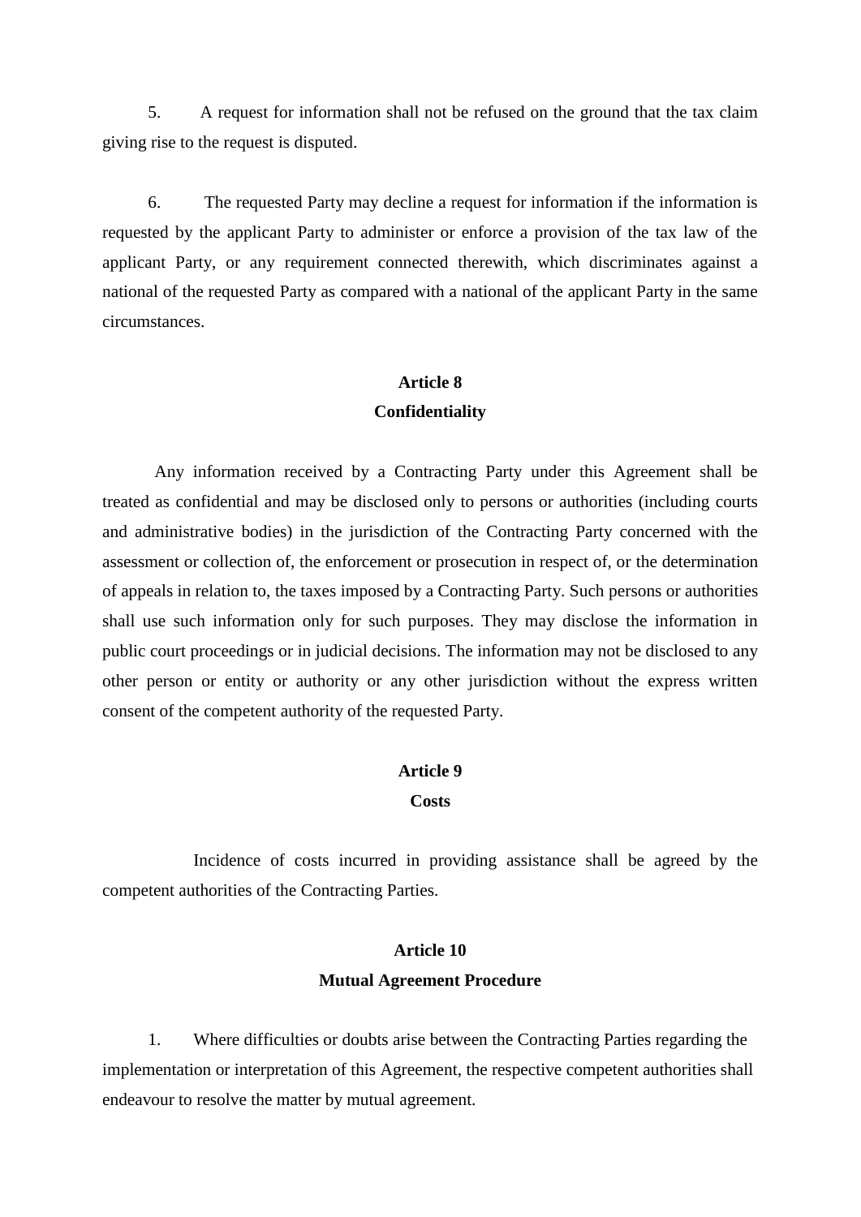5. A request for information shall not be refused on the ground that the tax claim giving rise to the request is disputed.

6. The requested Party may decline a request for information if the information is requested by the applicant Party to administer or enforce a provision of the tax law of the applicant Party, or any requirement connected therewith, which discriminates against a national of the requested Party as compared with a national of the applicant Party in the same circumstances.

**Article 8**
**Confidentiality**

Any information received by a Contracting Party under this Agreement shall be treated as confidential and may be disclosed only to persons or authorities (including courts and administrative bodies) in the jurisdiction of the Contracting Party concerned with the assessment or collection of, the enforcement or prosecution in respect of, or the determination of appeals in relation to, the taxes imposed by a Contracting Party. Such persons or authorities shall use such information only for such purposes. They may disclose the information in public court proceedings or in judicial decisions. The information may not be disclosed to any other person or entity or authority or any other jurisdiction without the express written consent of the competent authority of the requested Party.

**Article 9**
**Costs**

Incidence of costs incurred in providing assistance shall be agreed by the competent authorities of the Contracting Parties.

**Article 10**
**Mutual Agreement Procedure**

1. Where difficulties or doubts arise between the Contracting Parties regarding the implementation or interpretation of this Agreement, the respective competent authorities shall endeavour to resolve the matter by mutual agreement.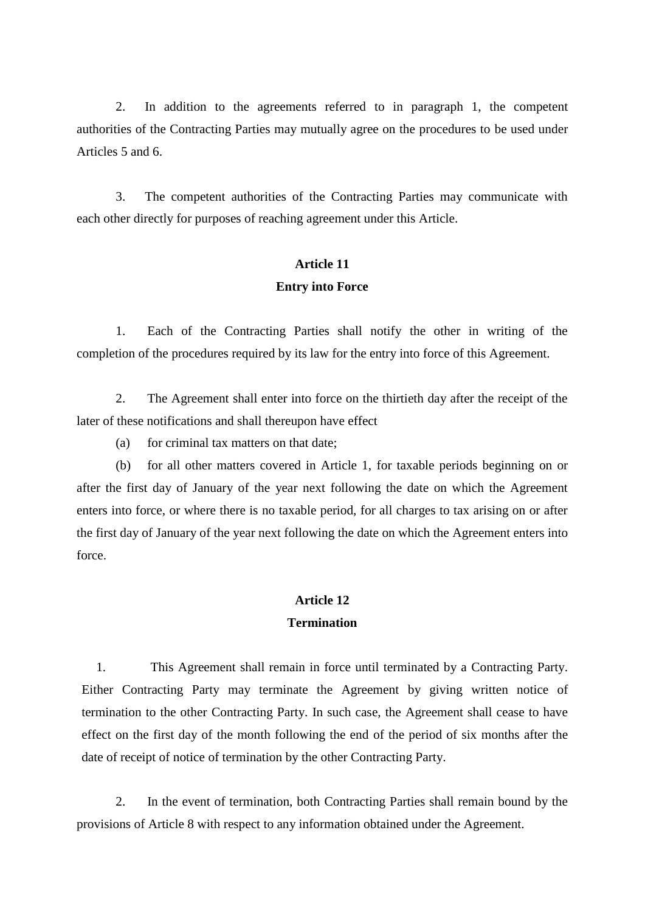2. In addition to the agreements referred to in paragraph 1, the competent authorities of the Contracting Parties may mutually agree on the procedures to be used under Articles 5 and 6.

3. The competent authorities of the Contracting Parties may communicate with each other directly for purposes of reaching agreement under this Article.

**Article 11**
**Entry into Force**

1. Each of the Contracting Parties shall notify the other in writing of the completion of the procedures required by its law for the entry into force of this Agreement.

2. The Agreement shall enter into force on the thirtieth day after the receipt of the later of these notifications and shall thereupon have effect

(a) for criminal tax matters on that date;

(b) for all other matters covered in Article 1, for taxable periods beginning on or after the first day of January of the year next following the date on which the Agreement enters into force, or where there is no taxable period, for all charges to tax arising on or after the first day of January of the year next following the date on which the Agreement enters into force.

**Article 12**
**Termination**

1. This Agreement shall remain in force until terminated by a Contracting Party. Either Contracting Party may terminate the Agreement by giving written notice of termination to the other Contracting Party. In such case, the Agreement shall cease to have effect on the first day of the month following the end of the period of six months after the date of receipt of notice of termination by the other Contracting Party.

2. In the event of termination, both Contracting Parties shall remain bound by the provisions of Article 8 with respect to any information obtained under the Agreement.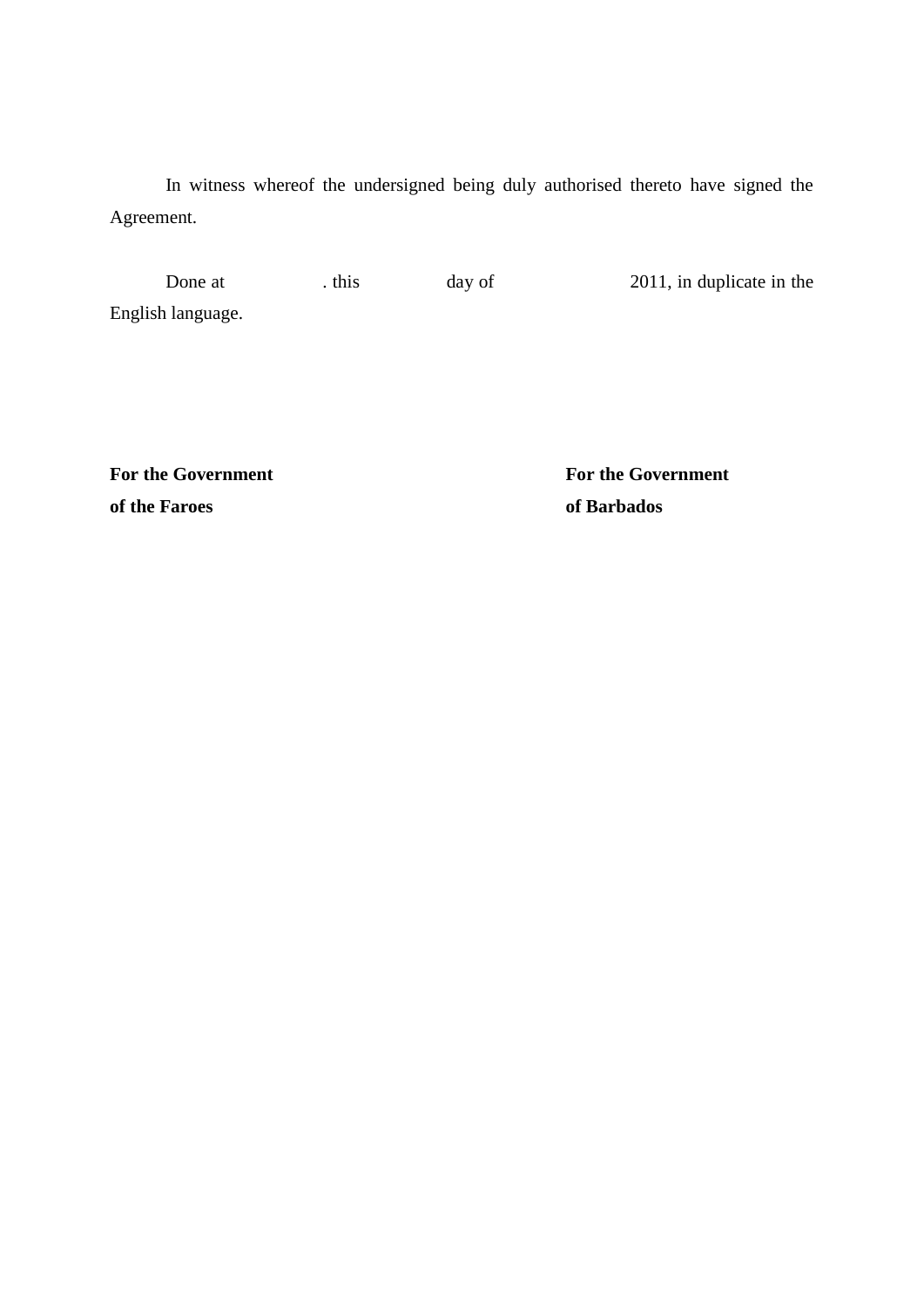In witness whereof the undersigned being duly authorised thereto have signed the Agreement.

Done at . this day of 2011, in duplicate in the English language.

| | |
|---|---|
| **For the Government of the Faroes** | **For the Government of Barbados** |